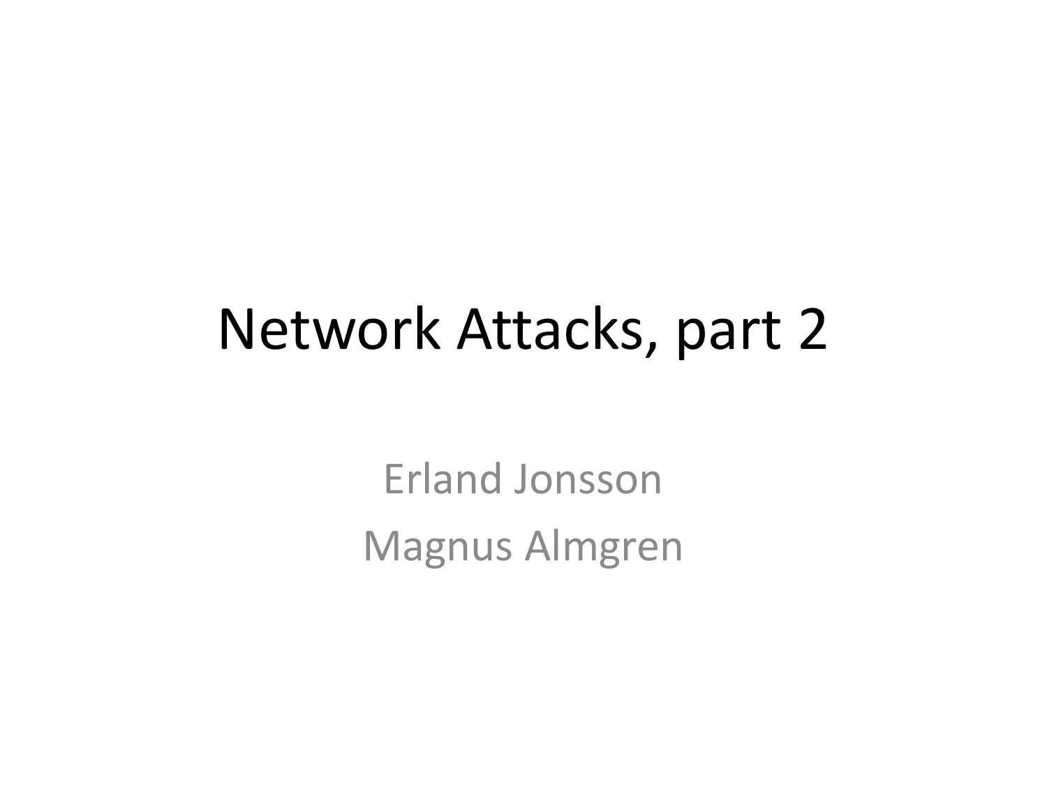# Network Attacks, part 2

Erland Jonsson

Magnus Almgren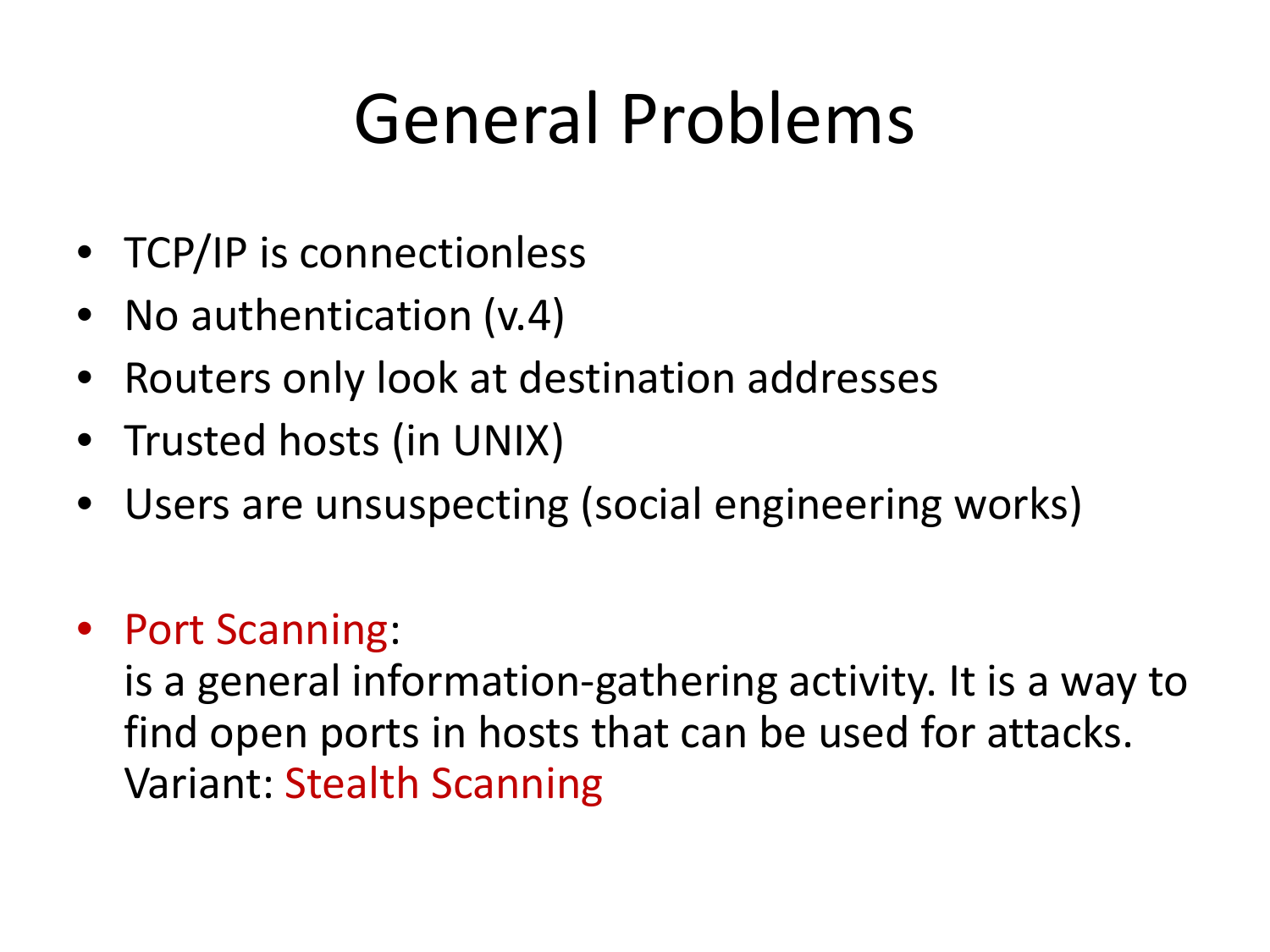# General Problems

- TCP/IP is connectionless
- No authentication (v.4)
- Routers only look at destination addresses
- Trusted hosts (in UNIX)
- Users are unsuspecting (social engineering works)

- Port Scanning:
  is a general information-gathering activity. It is a way to find open ports in hosts that can be used for attacks.
  Variant: Stealth Scanning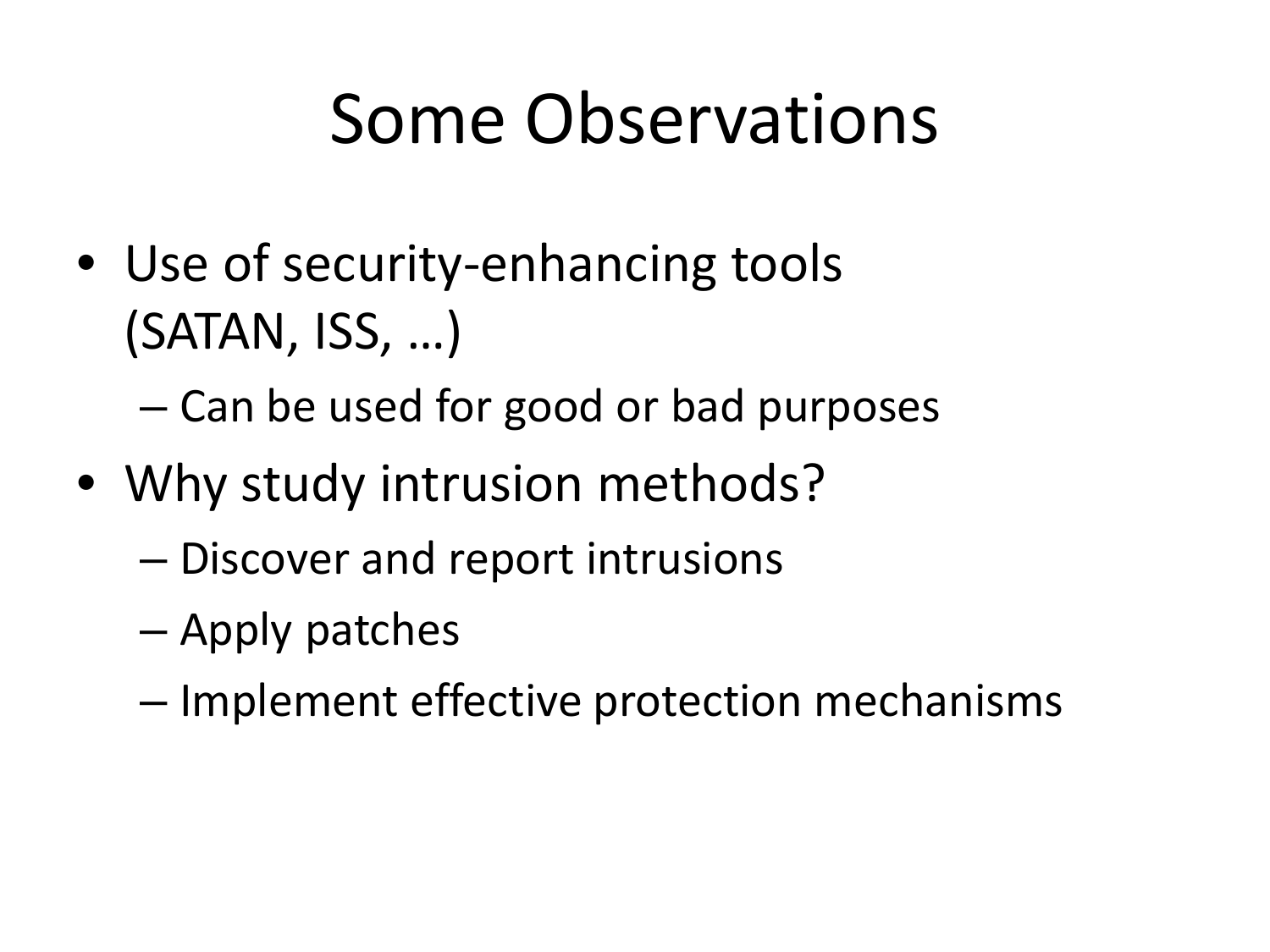# Some Observations

- Use of security-enhancing tools (SATAN, ISS, …)
  - Can be used for good or bad purposes
- Why study intrusion methods?
  - Discover and report intrusions
  - Apply patches
  - Implement effective protection mechanisms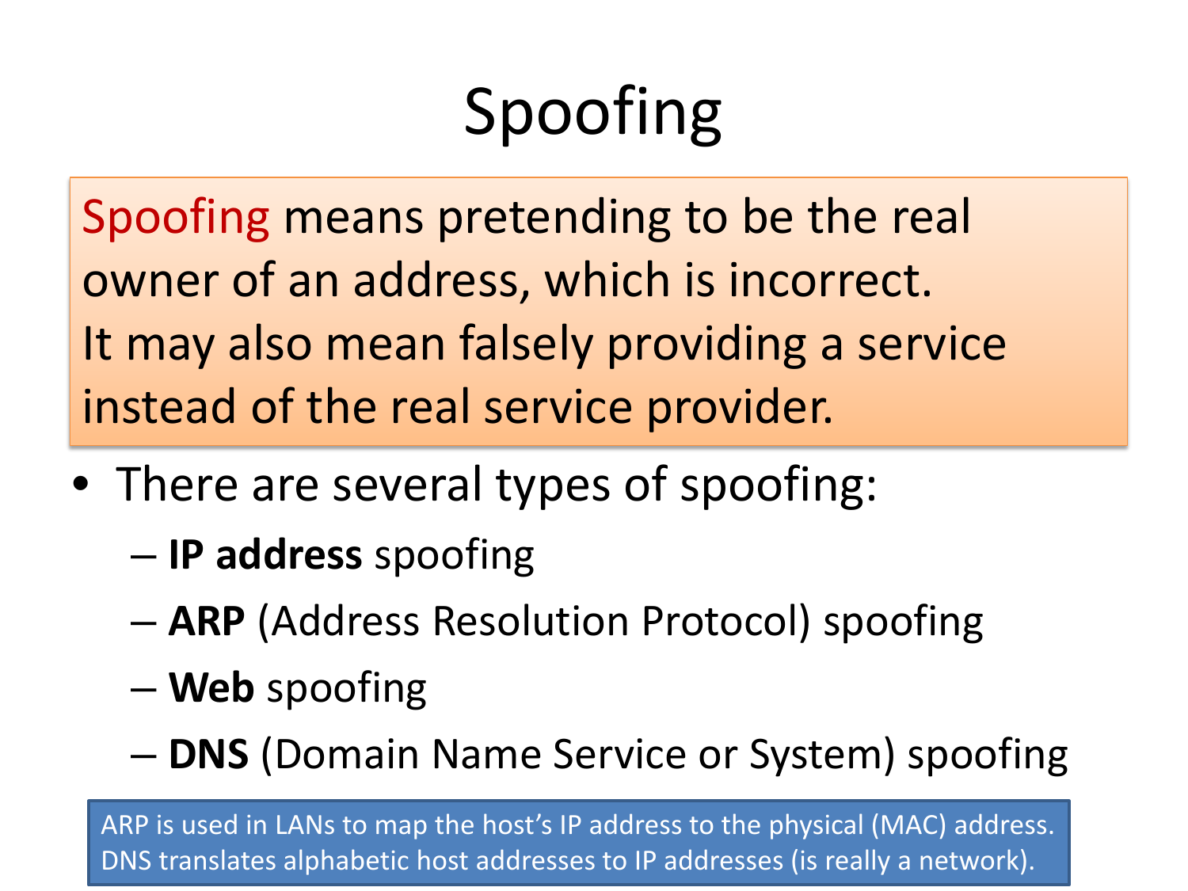# Spoofing

Spoofing means pretending to be the real owner of an address, which is incorrect. It may also mean falsely providing a service instead of the real service provider.

- There are several types of spoofing:
  - **IP address** spoofing
  - **ARP** (Address Resolution Protocol) spoofing
  - **Web** spoofing
  - **DNS** (Domain Name Service or System) spoofing

ARP is used in LANs to map the host's IP address to the physical (MAC) address. DNS translates alphabetic host addresses to IP addresses (is really a network).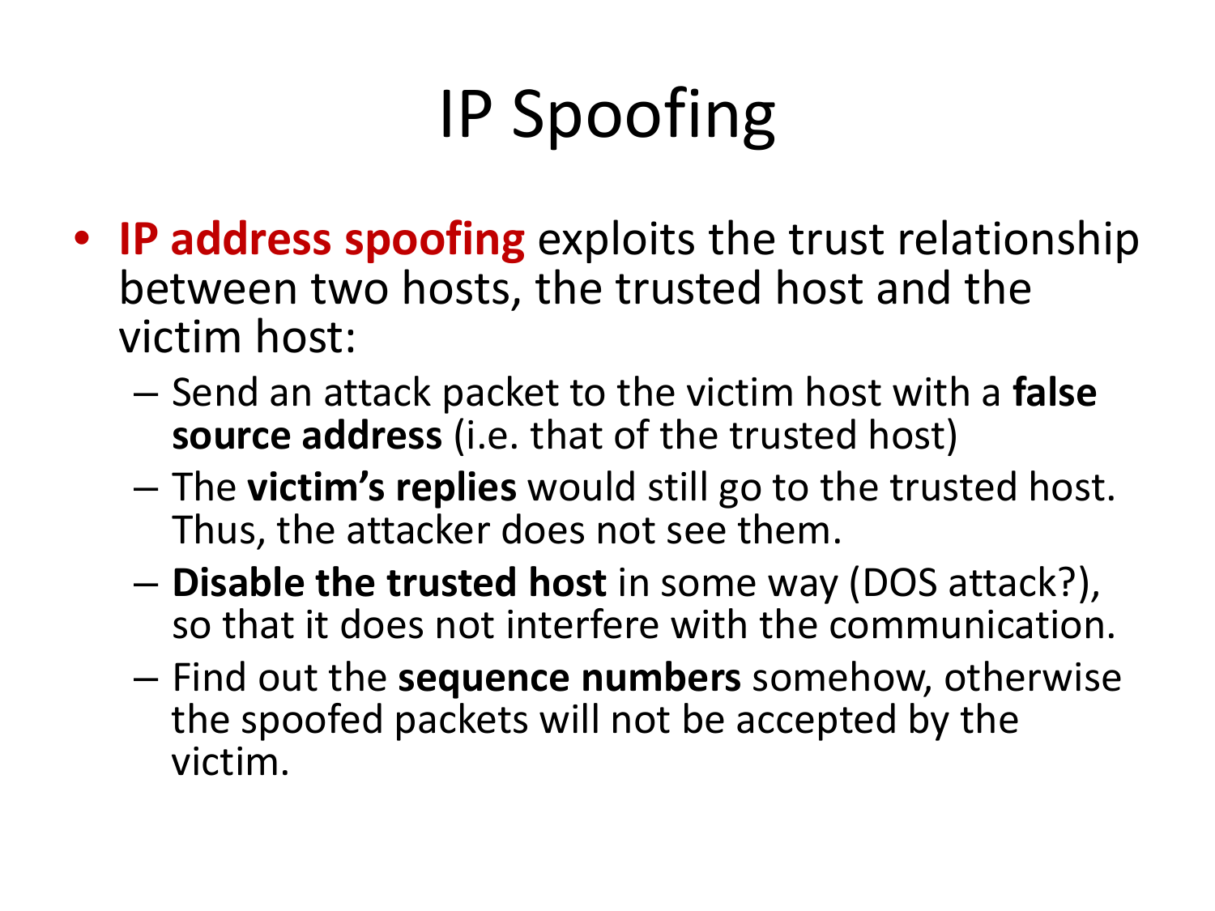# IP Spoofing

- **IP address spoofing** exploits the trust relationship between two hosts, the trusted host and the victim host:
  - Send an attack packet to the victim host with a **false source address** (i.e. that of the trusted host)
  - The **victim's replies** would still go to the trusted host. Thus, the attacker does not see them.
  - **Disable the trusted host** in some way (DOS attack?), so that it does not interfere with the communication.
  - Find out the **sequence numbers** somehow, otherwise the spoofed packets will not be accepted by the victim.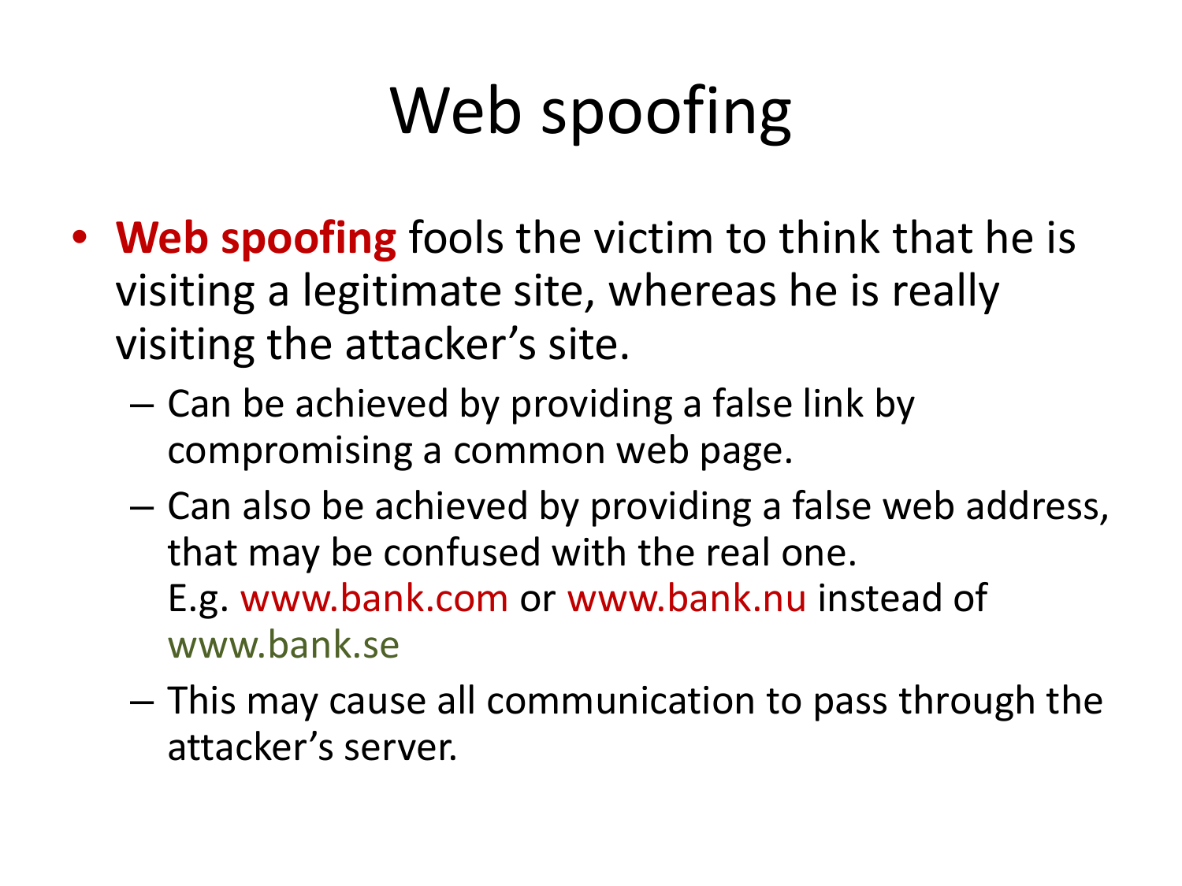# Web spoofing

- **Web spoofing** fools the victim to think that he is visiting a legitimate site, whereas he is really visiting the attacker's site.
  - Can be achieved by providing a false link by compromising a common web page.
  - Can also be achieved by providing a false web address, that may be confused with the real one.
    E.g. www.bank.com or www.bank.nu instead of www.bank.se
  - This may cause all communication to pass through the attacker's server.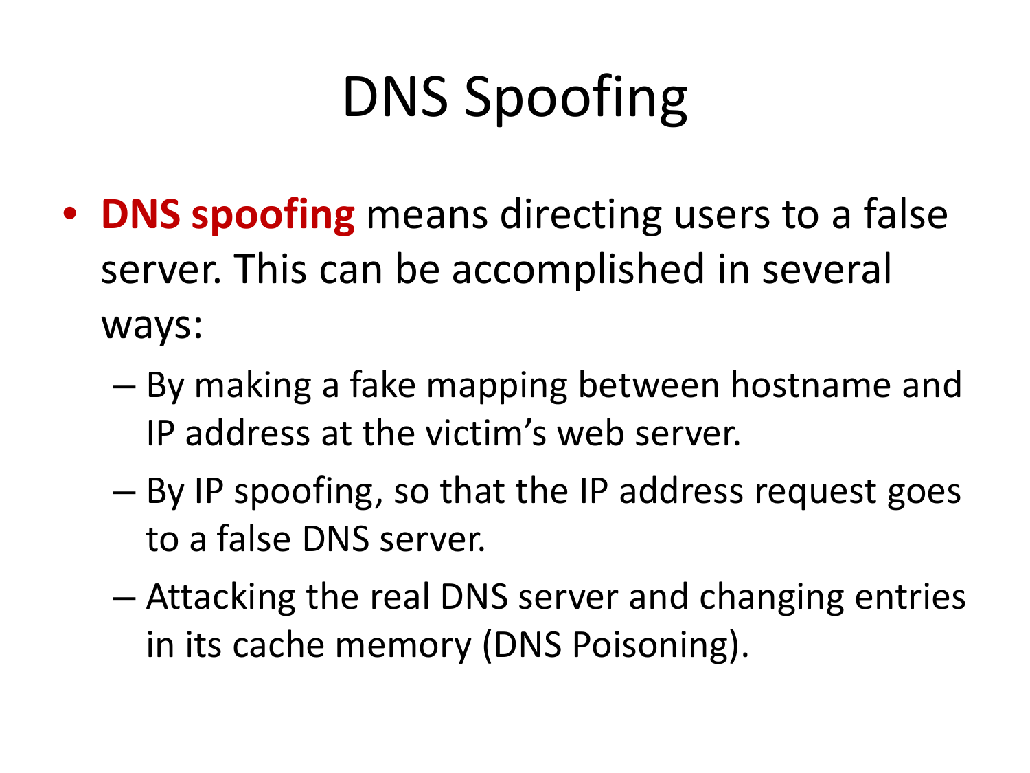# DNS Spoofing

- **DNS spoofing** means directing users to a false server. This can be accomplished in several ways:
  - By making a fake mapping between hostname and IP address at the victim's web server.
  - By IP spoofing, so that the IP address request goes to a false DNS server.
  - Attacking the real DNS server and changing entries in its cache memory (DNS Poisoning).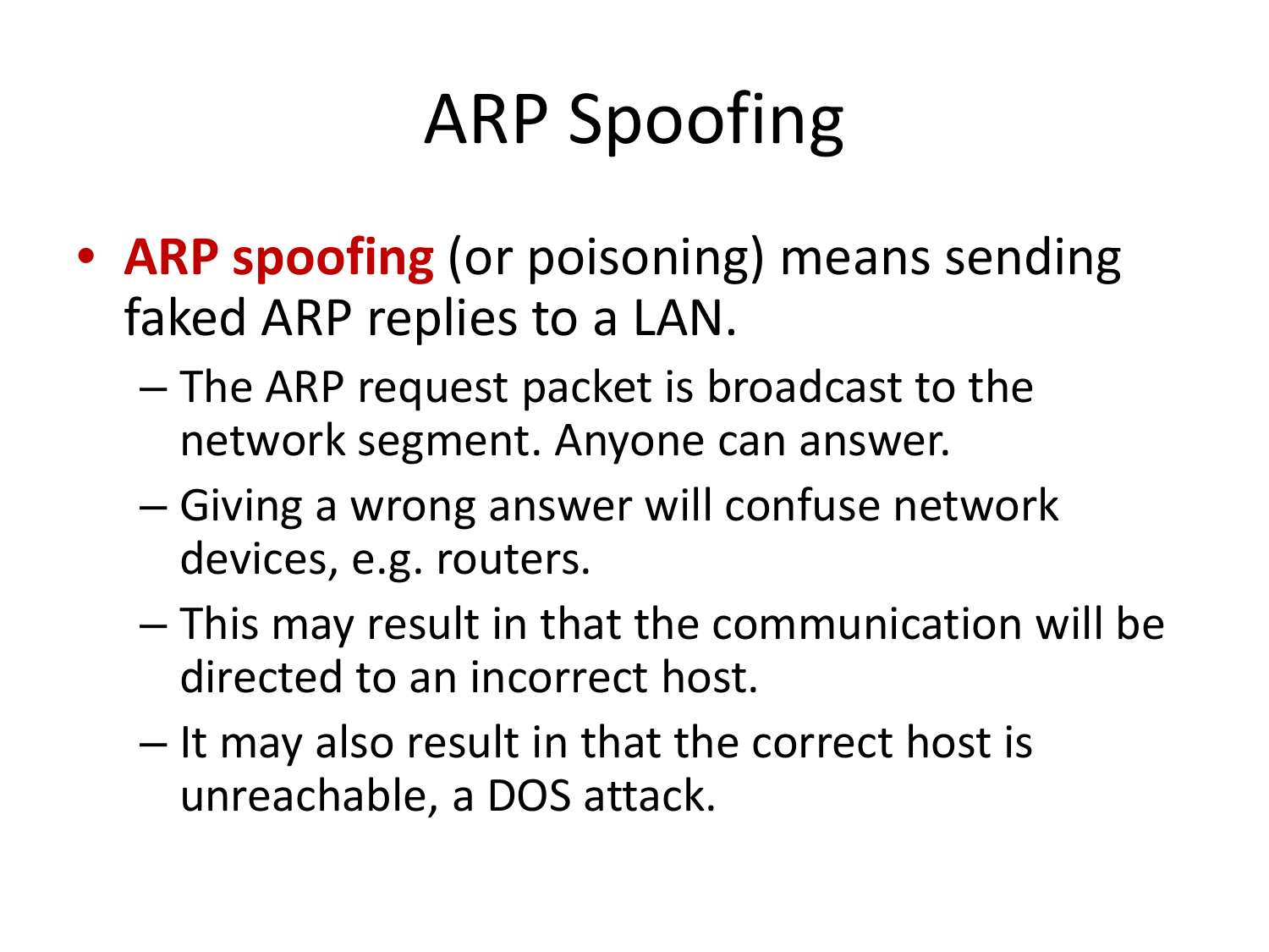# ARP Spoofing

- **ARP spoofing** (or poisoning) means sending faked ARP replies to a LAN.
  - The ARP request packet is broadcast to the network segment. Anyone can answer.
  - Giving a wrong answer will confuse network devices, e.g. routers.
  - This may result in that the communication will be directed to an incorrect host.
  - It may also result in that the correct host is unreachable, a DOS attack.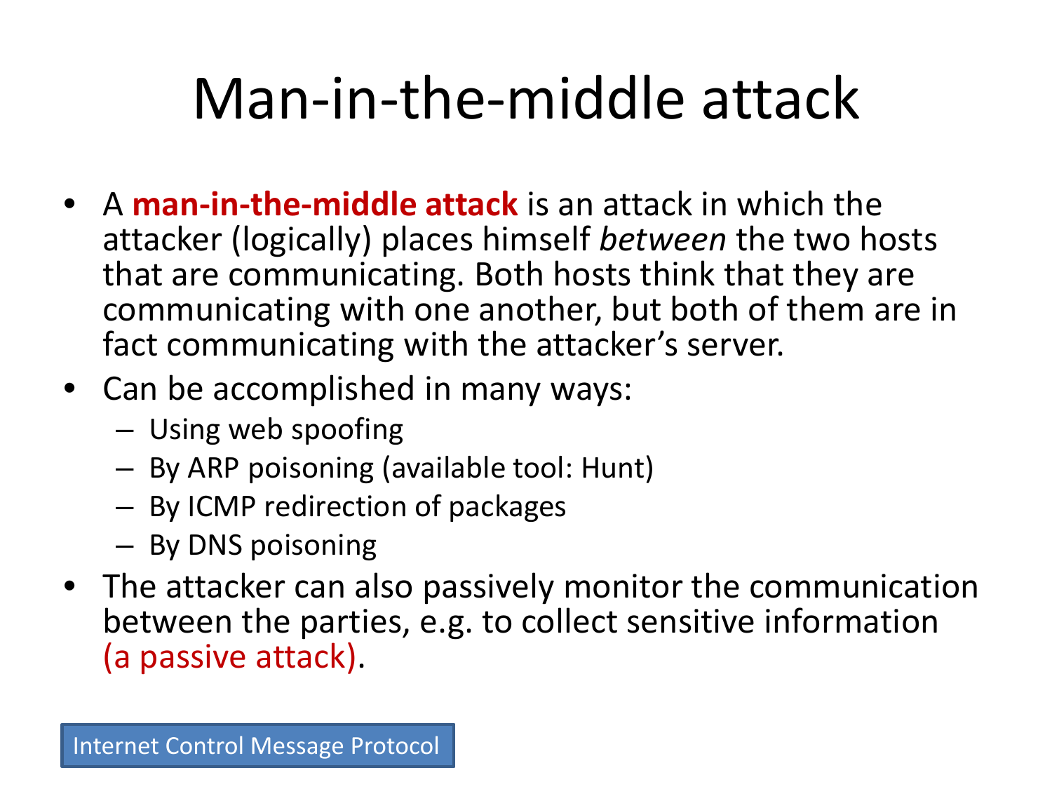# Man-in-the-middle attack

- A **man-in-the-middle attack** is an attack in which the attacker (logically) places himself *between* the two hosts that are communicating. Both hosts think that they are communicating with one another, but both of them are in fact communicating with the attacker's server.
- Can be accomplished in many ways:
  - Using web spoofing
  - By ARP poisoning (available tool: Hunt)
  - By ICMP redirection of packages
  - By DNS poisoning
- The attacker can also passively monitor the communication between the parties, e.g. to collect sensitive information (a passive attack).

Internet Control Message Protocol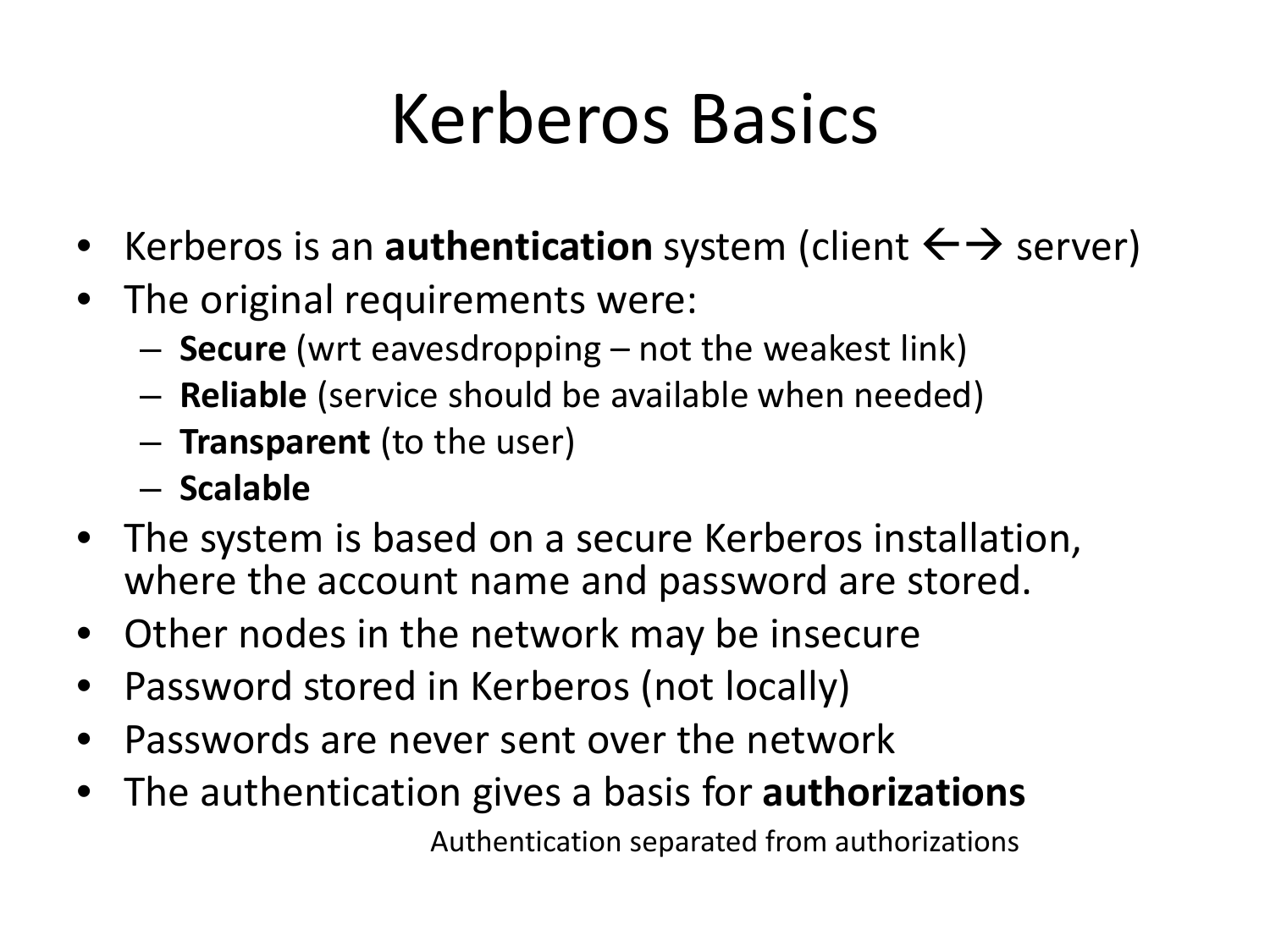# Kerberos Basics

- Kerberos is an **authentication** system (client ←→ server)
- The original requirements were:
  - **Secure** (wrt eavesdropping – not the weakest link)
  - **Reliable** (service should be available when needed)
  - **Transparent** (to the user)
  - **Scalable**
- The system is based on a secure Kerberos installation, where the account name and password are stored.
- Other nodes in the network may be insecure
- Password stored in Kerberos (not locally)
- Passwords are never sent over the network
- The authentication gives a basis for **authorizations**

Authentication separated from authorizations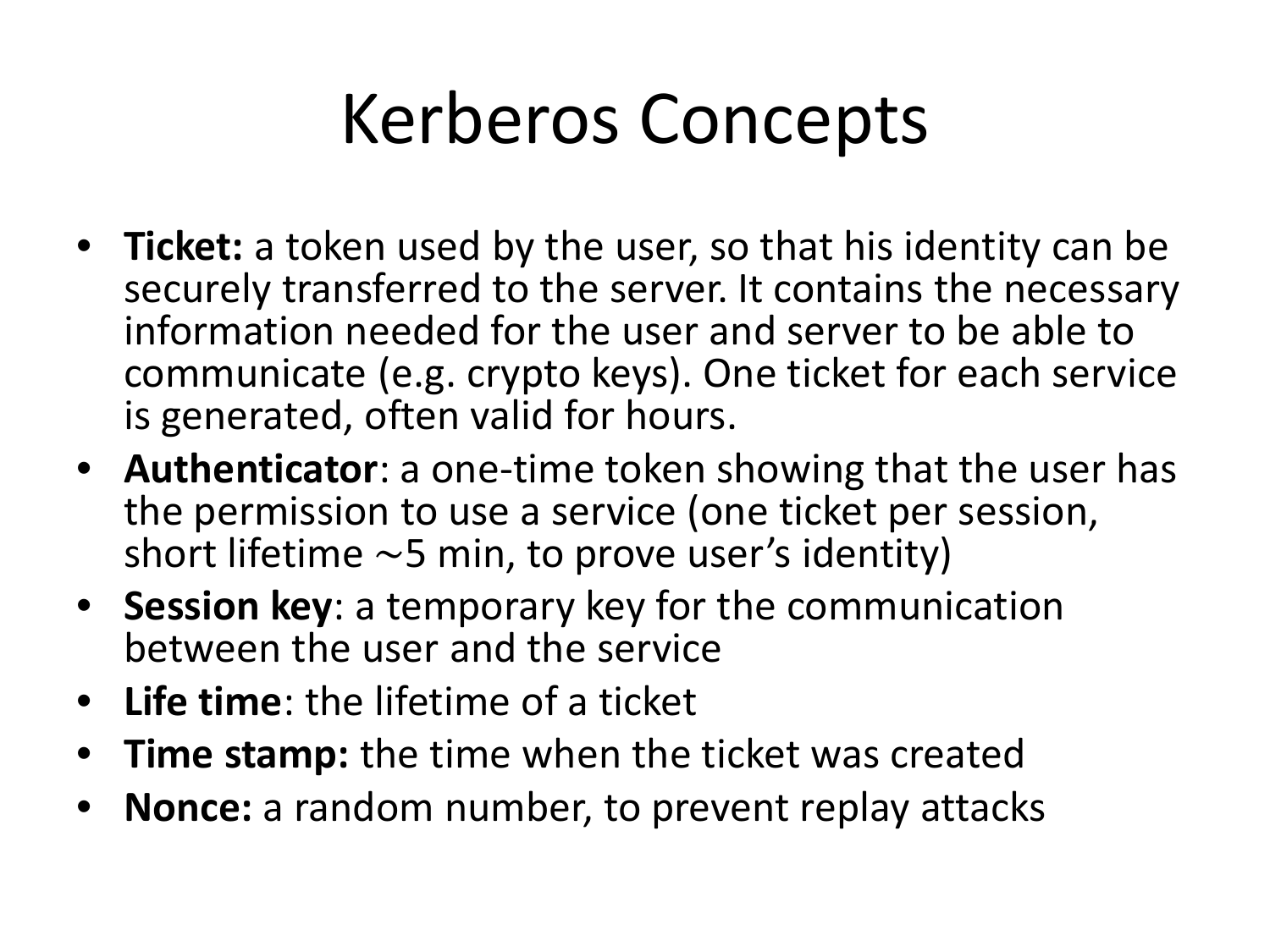# Kerberos Concepts

- **Ticket:** a token used by the user, so that his identity can be securely transferred to the server. It contains the necessary information needed for the user and server to be able to communicate (e.g. crypto keys). One ticket for each service is generated, often valid for hours.
- **Authenticator**: a one-time token showing that the user has the permission to use a service (one ticket per session, short lifetime $\sim$5 min, to prove user's identity)
- **Session key**: a temporary key for the communication between the user and the service
- **Life time**: the lifetime of a ticket
- **Time stamp:** the time when the ticket was created
- **Nonce:** a random number, to prevent replay attacks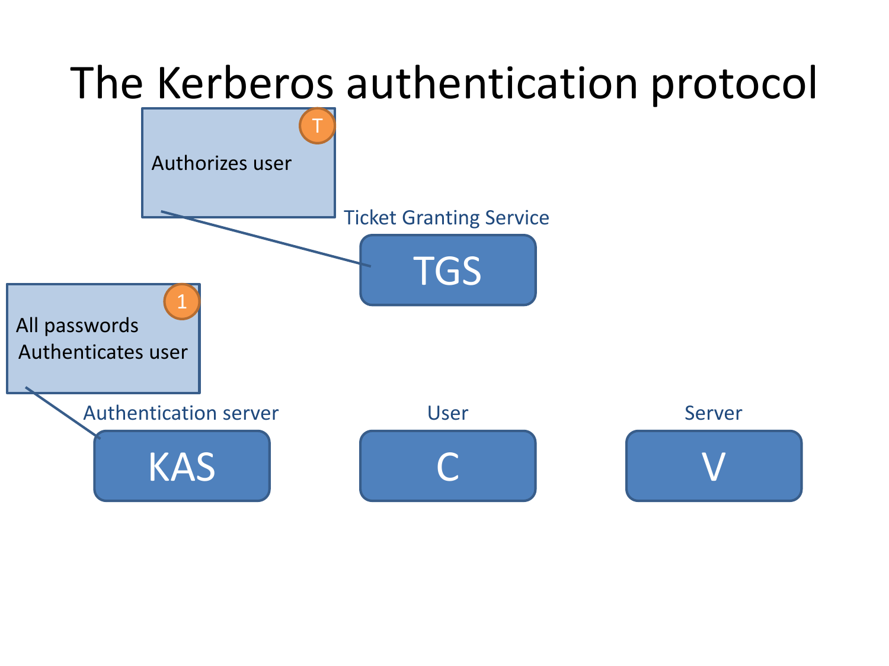# The Kerberos authentication protocol

T

Authorizes user

Ticket Granting Service

TGS

1

All passwords
Authenticates user

Authentication server

KAS

User

C

Server

V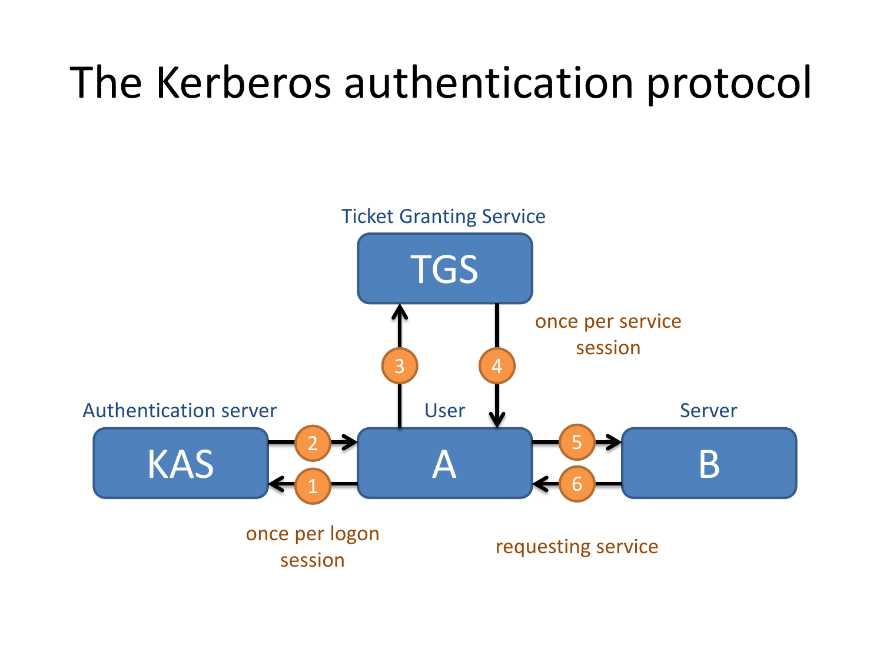# The Kerberos authentication protocol

Ticket Granting Service

TGS

once per service session

Authentication server

KAS

User

A

Server

B

1 2 3 4 5 6

once per logon session

requesting service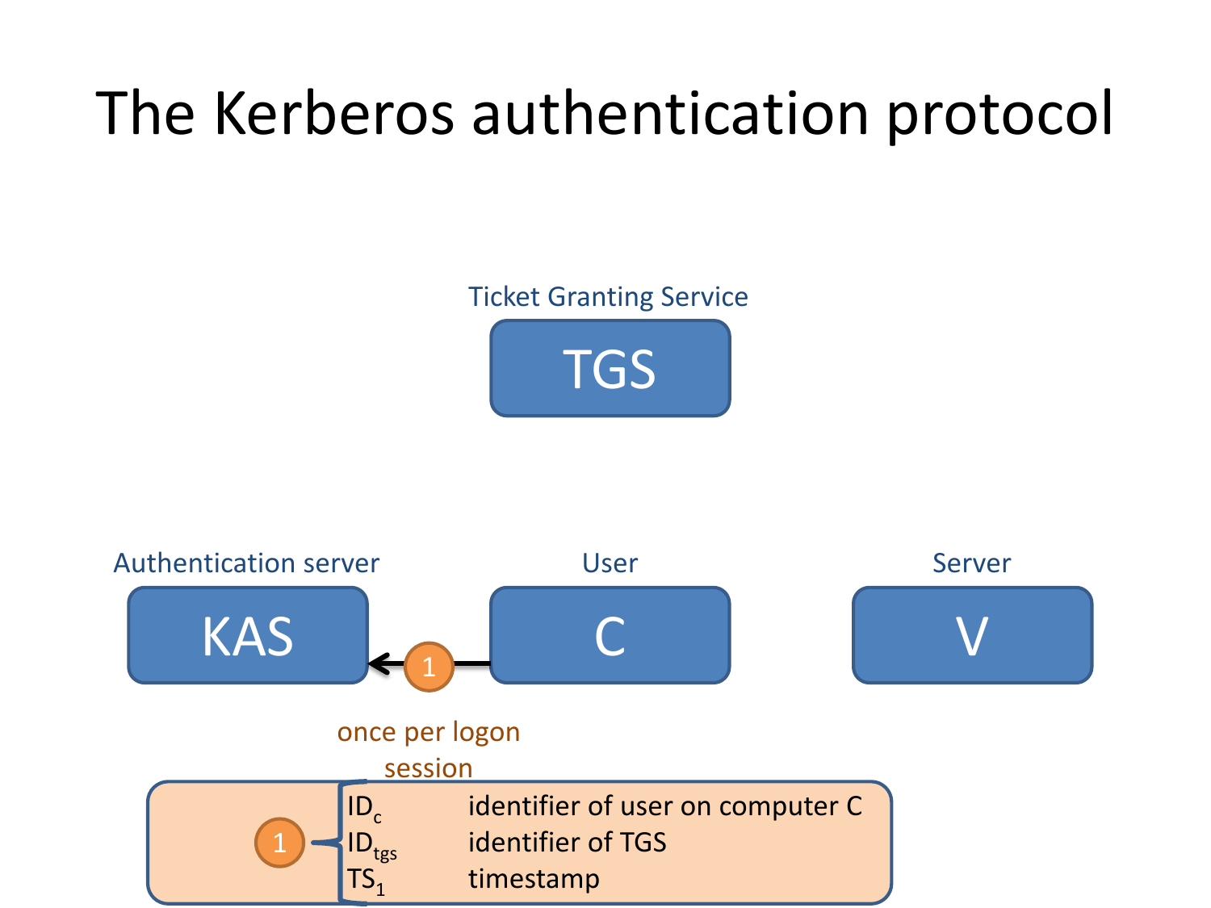# The Kerberos authentication protocol

Ticket Granting Service

TGS

Authentication server

KAS

User

C

Server

V

1

once per logon session

1

| | |
|---|---|
| $ID_c$ | identifier of user on computer C |
| $ID_{tgs}$ | identifier of TGS |
| $TS_1$ | timestamp |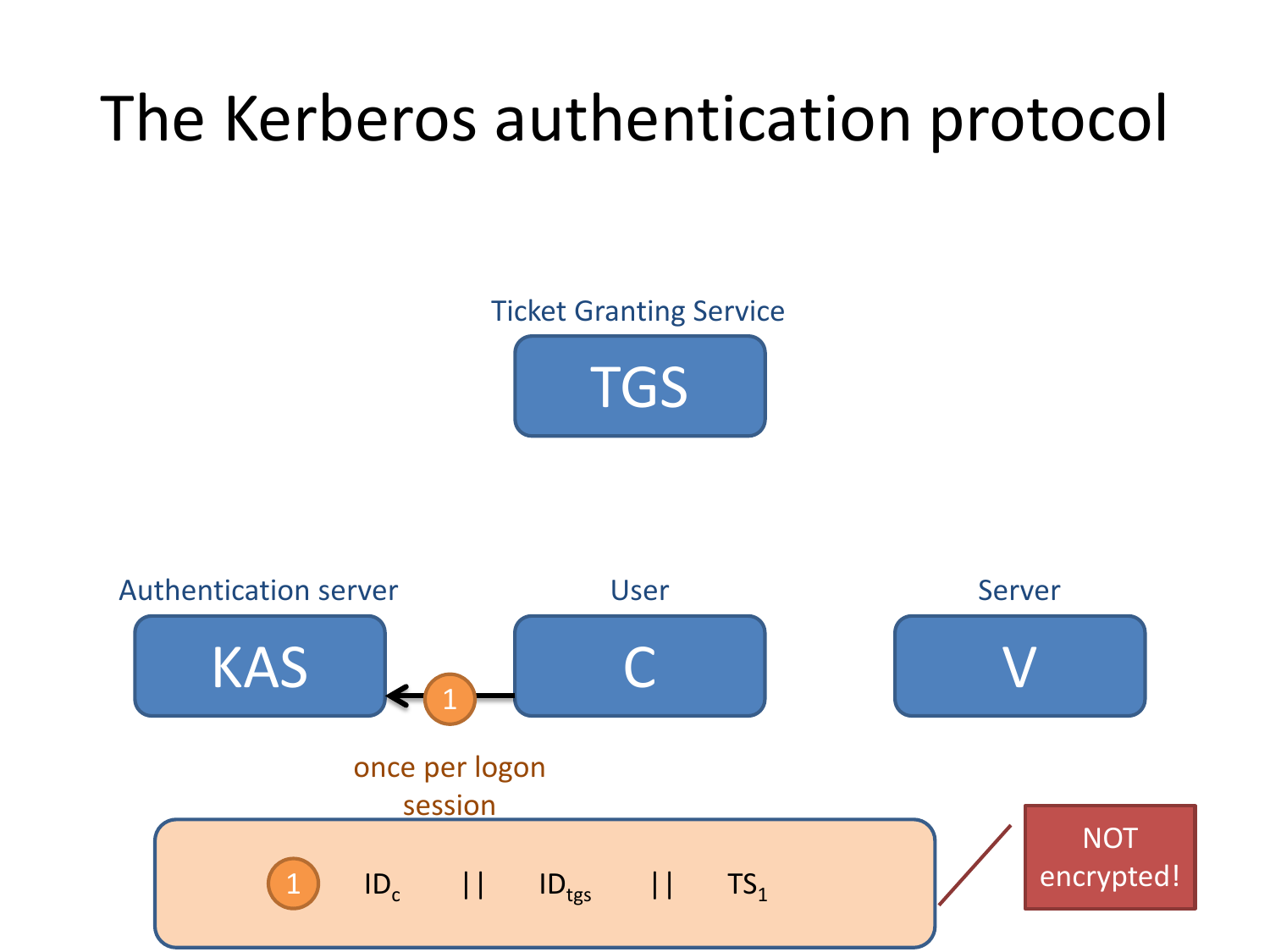# The Kerberos authentication protocol

Ticket Granting Service

TGS

Authentication server

KAS

User

C

Server

V

1

once per logon session

1 $ID_c$ || $ID_{tgs}$ || $TS_1$

NOT encrypted!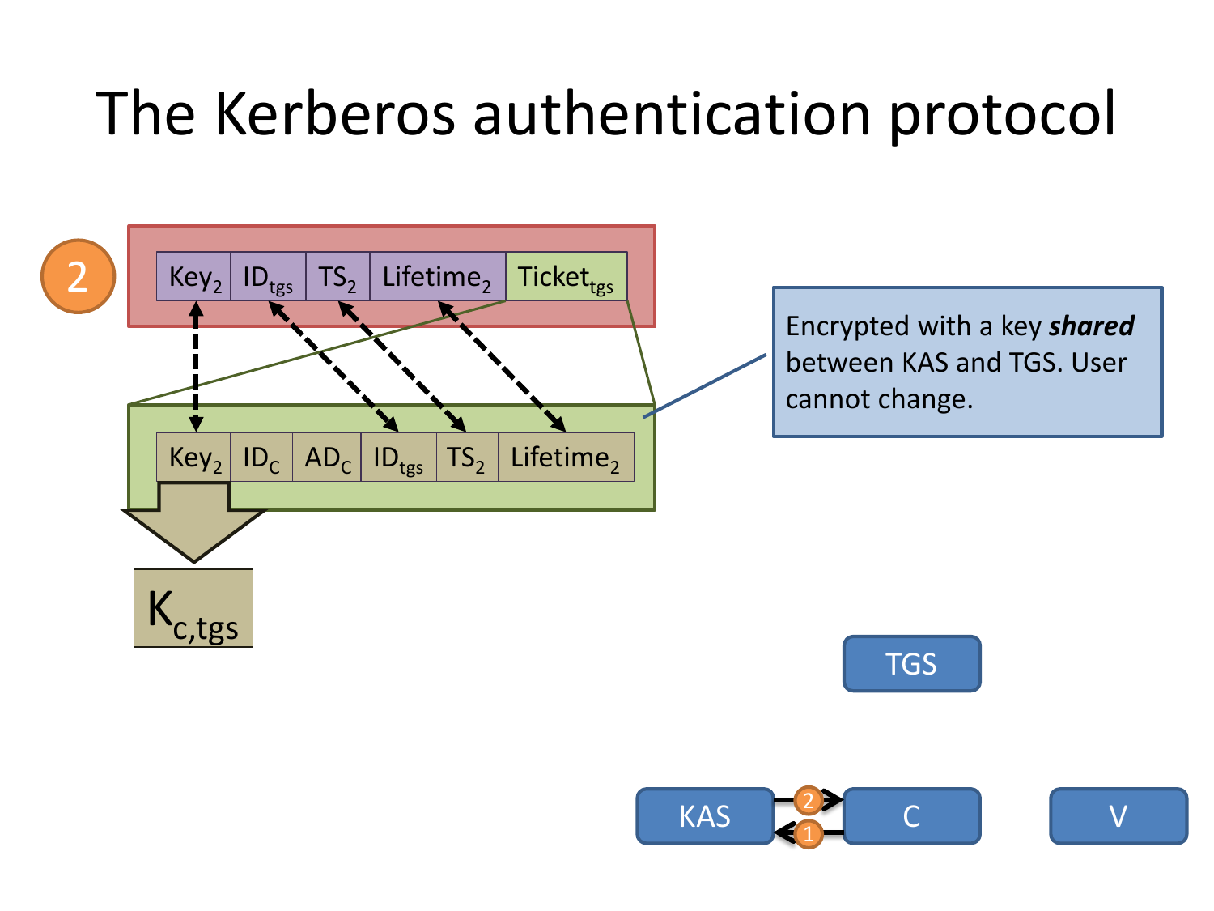# The Kerberos authentication protocol

2

$Key_2$ | $ID_{tgs}$ | $TS_2$ | $Lifetime_2$ | $Ticket_{tgs}$

$Key_2$ | $ID_C$ | $AD_C$ | $ID_{tgs}$ | $TS_2$ | $Lifetime_2$

$K_{c,tgs}$

Encrypted with a key ***shared*** between KAS and TGS. User cannot change.

TGS

KAS ⇄ C (1, 2)

V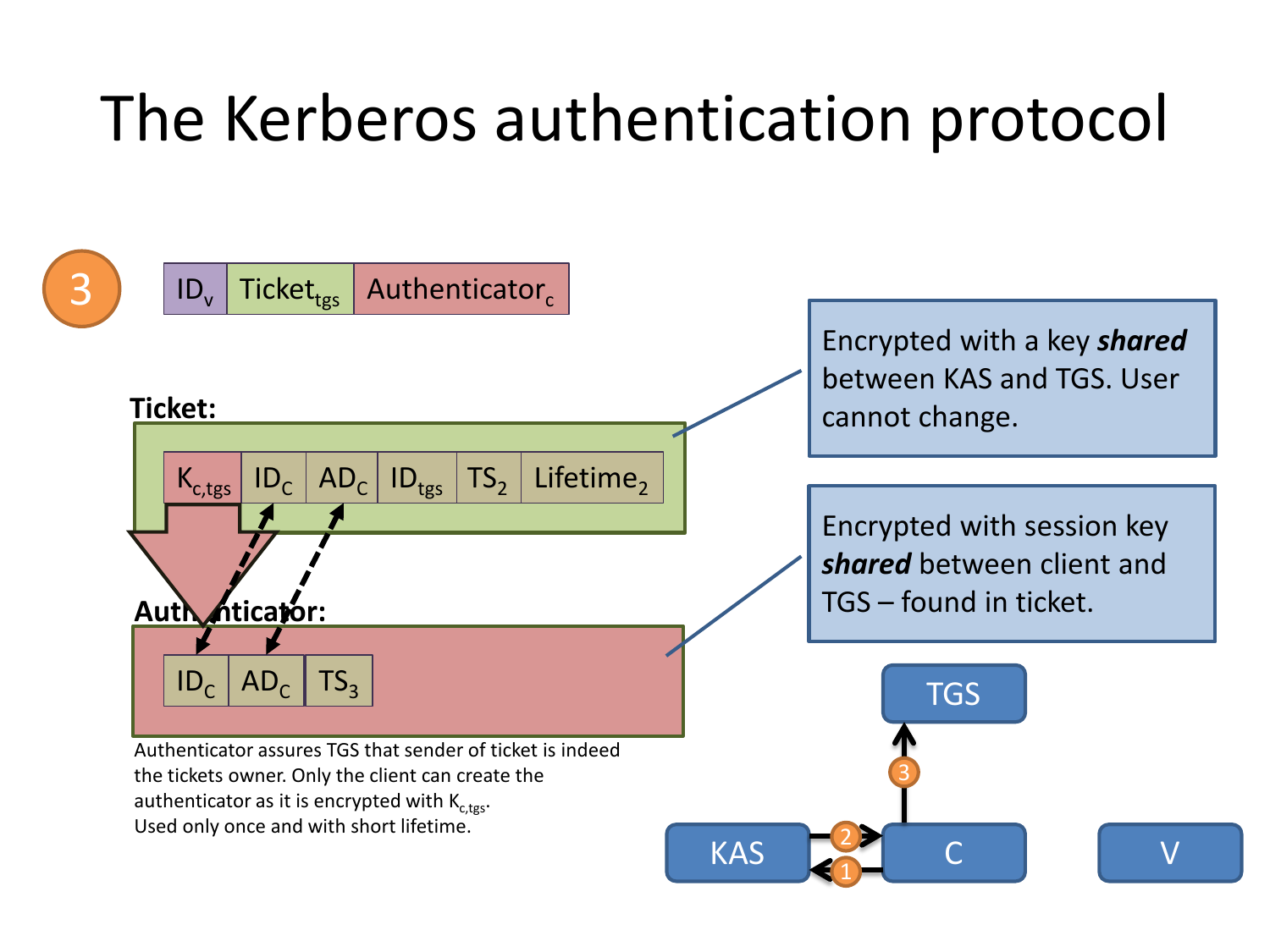# The Kerberos authentication protocol

3

| $ID_v$ | $Ticket_{tgs}$ | $Authenticator_c$ |
|---|---|---|

**Ticket:**

| $K_{c,tgs}$ | $ID_C$ | $AD_C$ | $ID_{tgs}$ | $TS_2$ | $Lifetime_2$ |
|---|---|---|---|---|---|

Encrypted with a key ***shared*** between KAS and TGS. User cannot change.

**Authenticator:**

| $ID_C$ | $AD_C$ | $TS_3$ |
|---|---|---|

Encrypted with session key ***shared*** between client and TGS – found in ticket.

Authenticator assures TGS that sender of ticket is indeed the tickets owner. Only the client can create the authenticator as it is encrypted with $K_{c,tgs}$.
Used only once and with short lifetime.

TGS

3

KAS 2 1 C V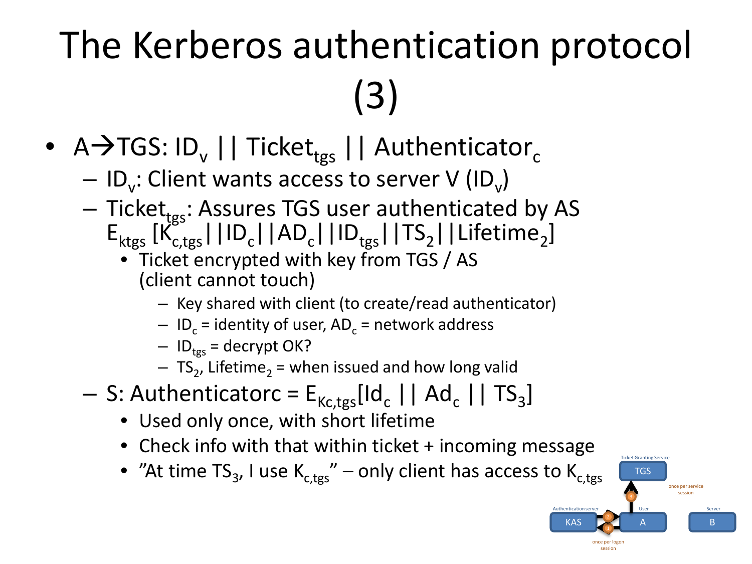# The Kerberos authentication protocol (3)

- A→TGS: $ID_v$ || $Ticket_{tgs}$ || $Authenticator_c$
  - $ID_v$: Client wants access to server V ($ID_v$)
  - $Ticket_{tgs}$: Assures TGS user authenticated by AS $E_{ktgs}$ [$K_{c,tgs}$||$ID_c$||$AD_c$||$ID_{tgs}$||$TS_2$||$Lifetime_2$]
    - Ticket encrypted with key from TGS / AS (client cannot touch)
      - Key shared with client (to create/read authenticator)
      - $ID_c$ = identity of user, $AD_c$ = network address
      - $ID_{tgs}$ = decrypt OK?
      - $TS_2$, $Lifetime_2$ = when issued and how long valid
  - S: Authenticatorc = $E_{Kc,tgs}$[$Id_c$ || $Ad_c$ || $TS_3$]
    - Used only once, with short lifetime
    - Check info with that within ticket + incoming message
    - "At time $TS_3$, I use $K_{c,tgs}$" – only client has access to $K_{c,tgs}$

Ticket Granting Service
TGS
once per service session
3
Authentication server
KAS
2
1
User
A
Server
B
once per logon session